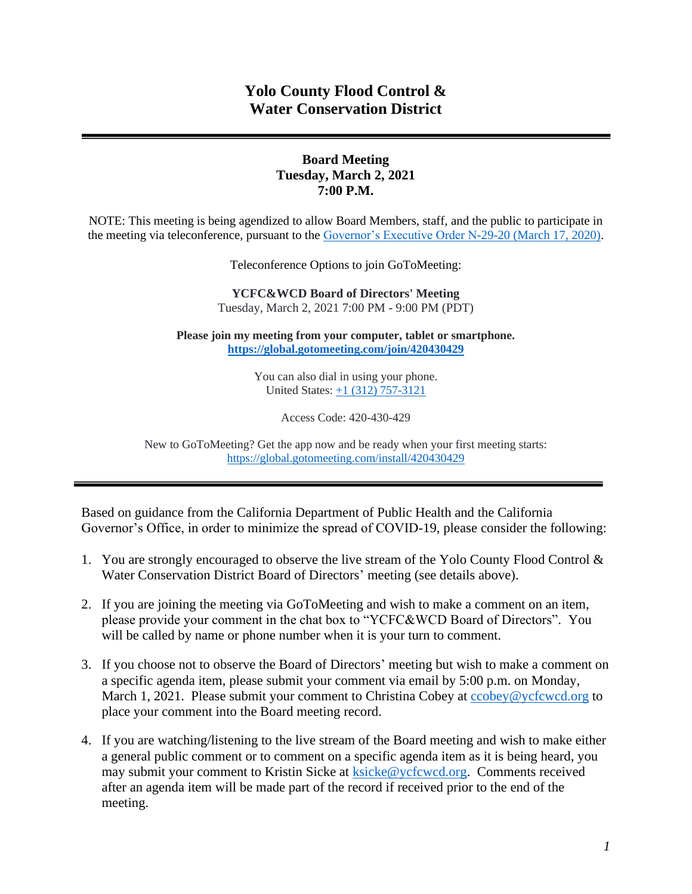# Yolo County Flood Control & Water Conservation District

---

**Board Meeting**
**Tuesday, March 2, 2021**
**7:00 P.M.**

NOTE: This meeting is being agendized to allow Board Members, staff, and the public to participate in the meeting via teleconference, pursuant to the [Governor's Executive Order N-29-20 (March 17, 2020)](#).

Teleconference Options to join GoToMeeting:

**YCFC&WCD Board of Directors' Meeting**
Tuesday, March 2, 2021 7:00 PM - 9:00 PM (PDT)

**Please join my meeting from your computer, tablet or smartphone.**
**https://global.gotomeeting.com/join/420430429**

You can also dial in using your phone.
United States: +1 (312) 757-3121

Access Code: 420-430-429

New to GoToMeeting? Get the app now and be ready when your first meeting starts:
https://global.gotomeeting.com/install/420430429

---

Based on guidance from the California Department of Public Health and the California Governor's Office, in order to minimize the spread of COVID-19, please consider the following:

1. You are strongly encouraged to observe the live stream of the Yolo County Flood Control & Water Conservation District Board of Directors' meeting (see details above).

2. If you are joining the meeting via GoToMeeting and wish to make a comment on an item, please provide your comment in the chat box to "YCFC&WCD Board of Directors". You will be called by name or phone number when it is your turn to comment.

3. If you choose not to observe the Board of Directors' meeting but wish to make a comment on a specific agenda item, please submit your comment via email by 5:00 p.m. on Monday, March 1, 2021. Please submit your comment to Christina Cobey at ccobey@ycfcwcd.org to place your comment into the Board meeting record.

4. If you are watching/listening to the live stream of the Board meeting and wish to make either a general public comment or to comment on a specific agenda item as it is being heard, you may submit your comment to Kristin Sicke at ksicke@ycfcwcd.org. Comments received after an agenda item will be made part of the record if received prior to the end of the meeting.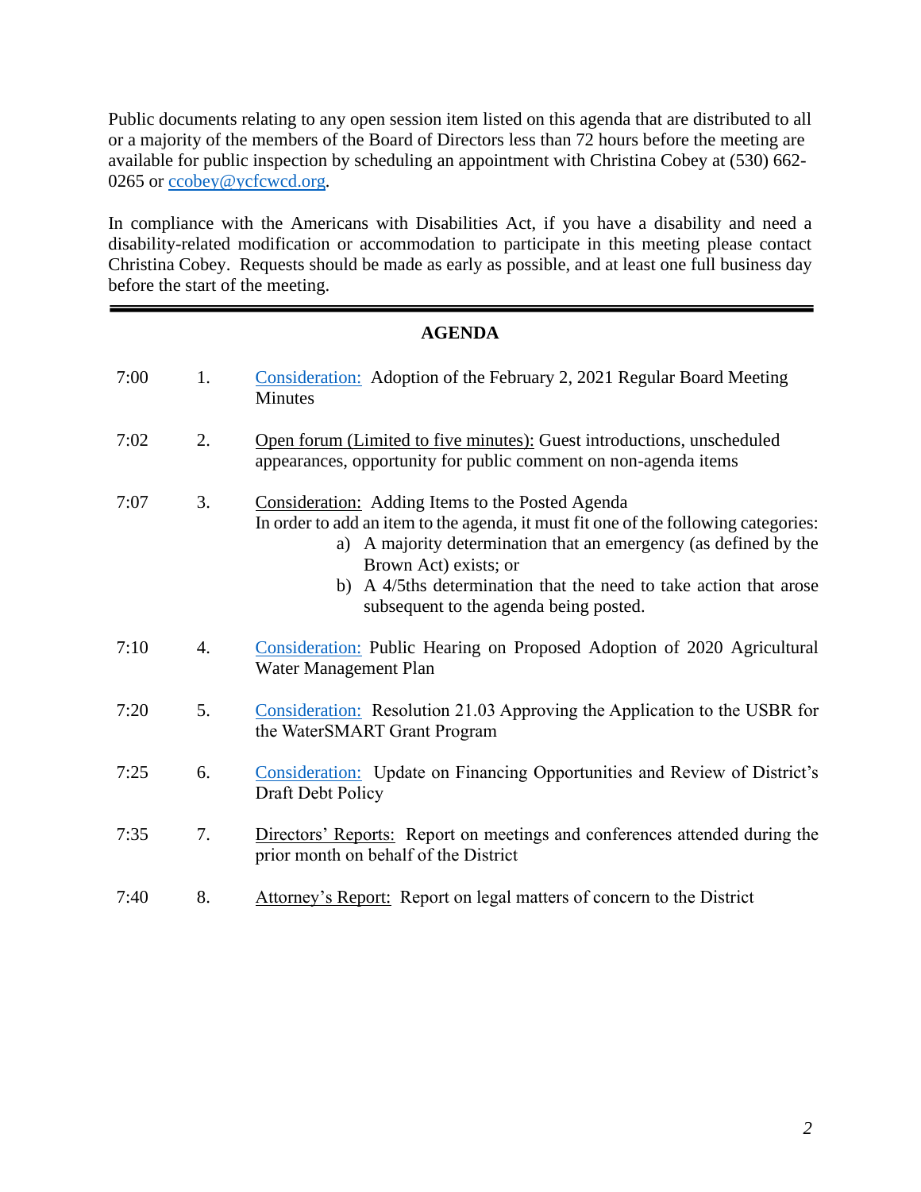Public documents relating to any open session item listed on this agenda that are distributed to all or a majority of the members of the Board of Directors less than 72 hours before the meeting are available for public inspection by scheduling an appointment with Christina Cobey at (530) 662-0265 or ccobey@ycfcwcd.org.

In compliance with the Americans with Disabilities Act, if you have a disability and need a disability-related modification or accommodation to participate in this meeting please contact Christina Cobey. Requests should be made as early as possible, and at least one full business day before the start of the meeting.

---

## AGENDA

| | | |
|---|---|---|
| 7:00 | 1. | Consideration: Adoption of the February 2, 2021 Regular Board Meeting Minutes |
| 7:02 | 2. | Open forum (Limited to five minutes): Guest introductions, unscheduled appearances, opportunity for public comment on non-agenda items |
| 7:07 | 3. | Consideration: Adding Items to the Posted Agenda<br>In order to add an item to the agenda, it must fit one of the following categories:<br>a) A majority determination that an emergency (as defined by the Brown Act) exists; or<br>b) A 4/5ths determination that the need to take action that arose subsequent to the agenda being posted. |
| 7:10 | 4. | Consideration: Public Hearing on Proposed Adoption of 2020 Agricultural Water Management Plan |
| 7:20 | 5. | Consideration: Resolution 21.03 Approving the Application to the USBR for the WaterSMART Grant Program |
| 7:25 | 6. | Consideration: Update on Financing Opportunities and Review of District's Draft Debt Policy |
| 7:35 | 7. | Directors' Reports: Report on meetings and conferences attended during the prior month on behalf of the District |
| 7:40 | 8. | Attorney's Report: Report on legal matters of concern to the District |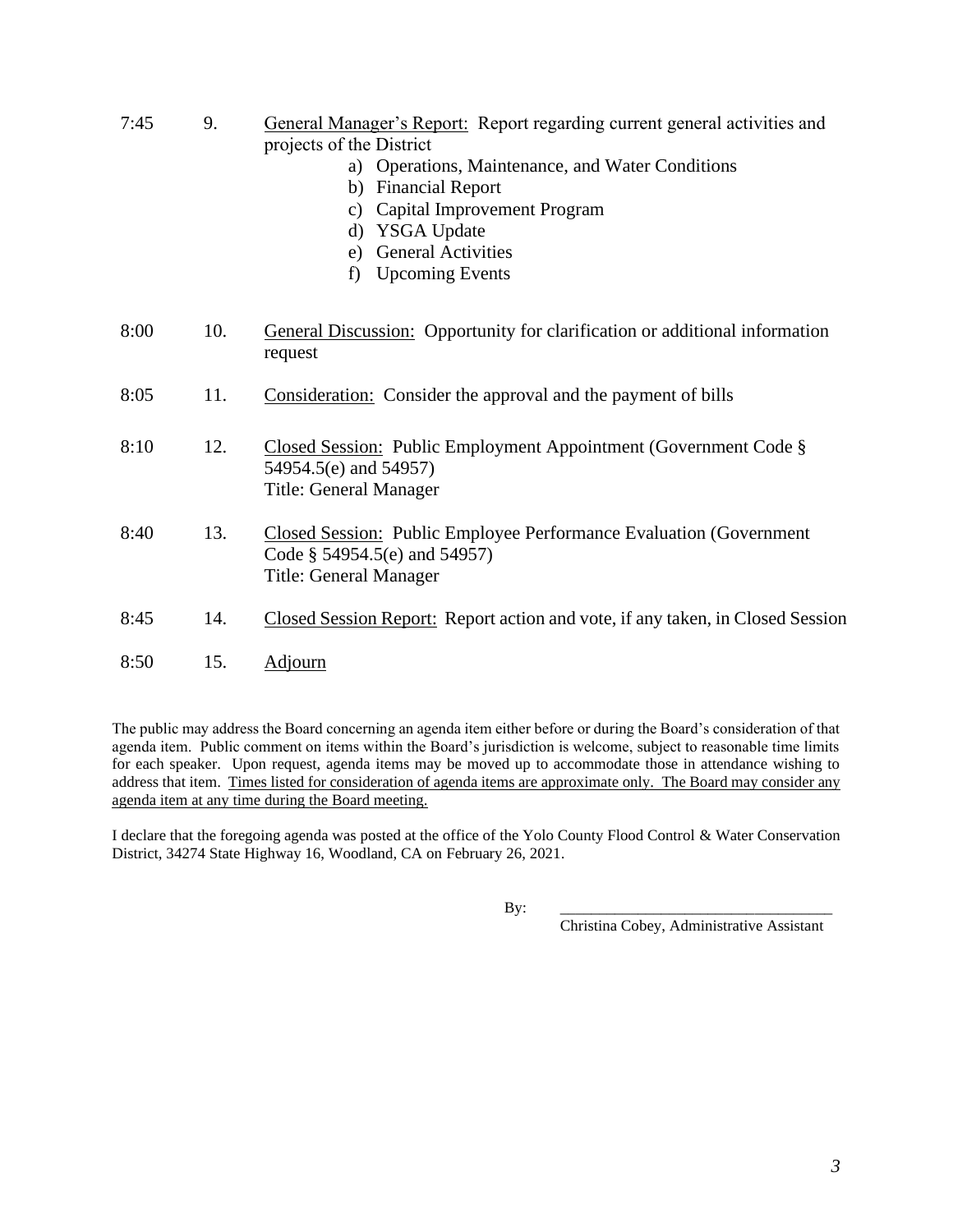| | | |
|---|---|---|
| 7:45 | 9. | <u>General Manager's Report:</u> Report regarding current general activities and projects of the District<br>a) Operations, Maintenance, and Water Conditions<br>b) Financial Report<br>c) Capital Improvement Program<br>d) YSGA Update<br>e) General Activities<br>f) Upcoming Events |
| 8:00 | 10. | <u>General Discussion:</u> Opportunity for clarification or additional information request |
| 8:05 | 11. | <u>Consideration:</u> Consider the approval and the payment of bills |
| 8:10 | 12. | <u>Closed Session:</u> Public Employment Appointment (Government Code § 54954.5(e) and 54957)<br>Title: General Manager |
| 8:40 | 13. | <u>Closed Session:</u> Public Employee Performance Evaluation (Government Code § 54954.5(e) and 54957)<br>Title: General Manager |
| 8:45 | 14. | <u>Closed Session Report:</u> Report action and vote, if any taken, in Closed Session |
| 8:50 | 15. | <u>Adjourn</u> |

The public may address the Board concerning an agenda item either before or during the Board's consideration of that agenda item. Public comment on items within the Board's jurisdiction is welcome, subject to reasonable time limits for each speaker. Upon request, agenda items may be moved up to accommodate those in attendance wishing to address that item. <u>Times listed for consideration of agenda items are approximate only. The Board may consider any agenda item at any time during the Board meeting.</u>

I declare that the foregoing agenda was posted at the office of the Yolo County Flood Control & Water Conservation District, 34274 State Highway 16, Woodland, CA on February 26, 2021.

By: ____________________________________

Christina Cobey, Administrative Assistant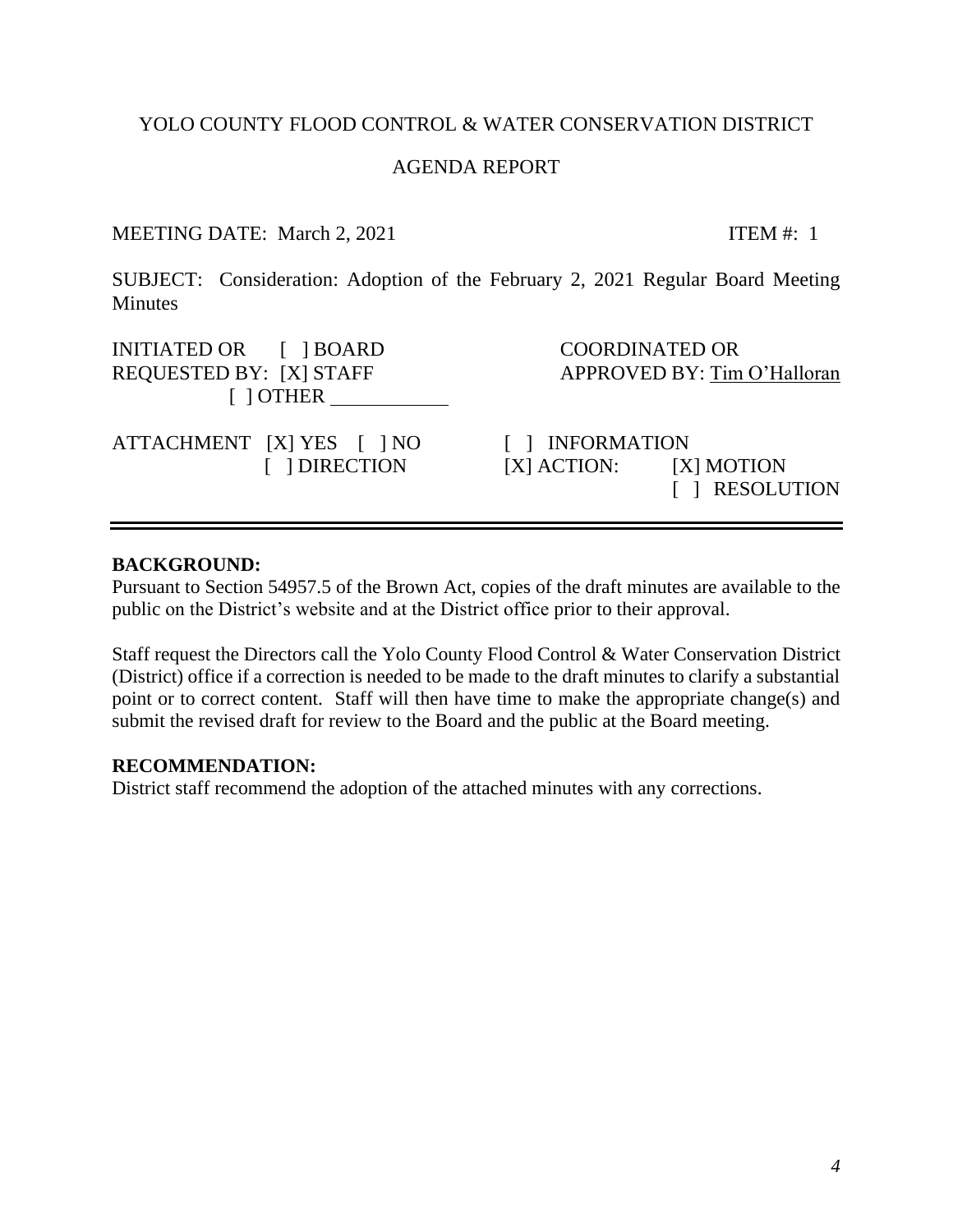YOLO COUNTY FLOOD CONTROL & WATER CONSERVATION DISTRICT

AGENDA REPORT

MEETING DATE: March 2, 2021 ITEM #: 1

SUBJECT: Consideration: Adoption of the February 2, 2021 Regular Board Meeting Minutes

INITIATED OR REQUESTED BY: [ ] BOARD [X] STAFF [ ] OTHER \_\_\_\_\_\_\_\_\_\_\_

COORDINATED OR APPROVED BY: Tim O'Halloran

ATTACHMENT [X] YES [ ] NO

[ ] INFORMATION
[ ] DIRECTION
[X] ACTION: [X] MOTION
[ ] RESOLUTION

---

**BACKGROUND:**

Pursuant to Section 54957.5 of the Brown Act, copies of the draft minutes are available to the public on the District's website and at the District office prior to their approval.

Staff request the Directors call the Yolo County Flood Control & Water Conservation District (District) office if a correction is needed to be made to the draft minutes to clarify a substantial point or to correct content. Staff will then have time to make the appropriate change(s) and submit the revised draft for review to the Board and the public at the Board meeting.

**RECOMMENDATION:**

District staff recommend the adoption of the attached minutes with any corrections.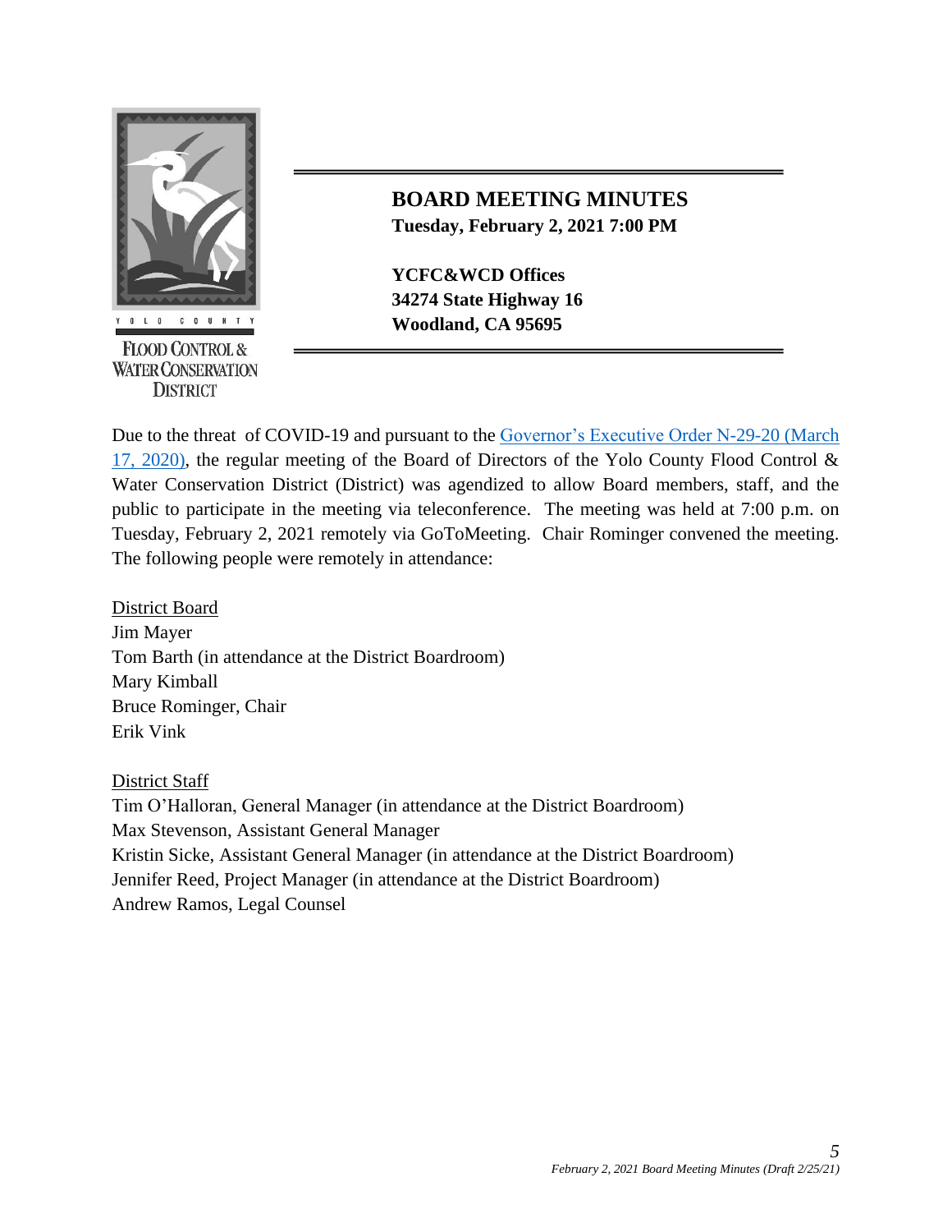YOLO COUNTY

FLOOD CONTROL & WATER CONSERVATION DISTRICT

# BOARD MEETING MINUTES

**Tuesday, February 2, 2021 7:00 PM**

**YCFC&WCD Offices**
**34274 State Highway 16**
**Woodland, CA 95695**

Due to the threat of COVID-19 and pursuant to the [Governor's Executive Order N-29-20 (March 17, 2020)](), the regular meeting of the Board of Directors of the Yolo County Flood Control & Water Conservation District (District) was agendized to allow Board members, staff, and the public to participate in the meeting via teleconference. The meeting was held at 7:00 p.m. on Tuesday, February 2, 2021 remotely via GoToMeeting. Chair Rominger convened the meeting. The following people were remotely in attendance:

<u>District Board</u>
Jim Mayer
Tom Barth (in attendance at the District Boardroom)
Mary Kimball
Bruce Rominger, Chair
Erik Vink

<u>District Staff</u>
Tim O'Halloran, General Manager (in attendance at the District Boardroom)
Max Stevenson, Assistant General Manager
Kristin Sicke, Assistant General Manager (in attendance at the District Boardroom)
Jennifer Reed, Project Manager (in attendance at the District Boardroom)
Andrew Ramos, Legal Counsel

*February 2, 2021 Board Meeting Minutes (Draft 2/25/21)*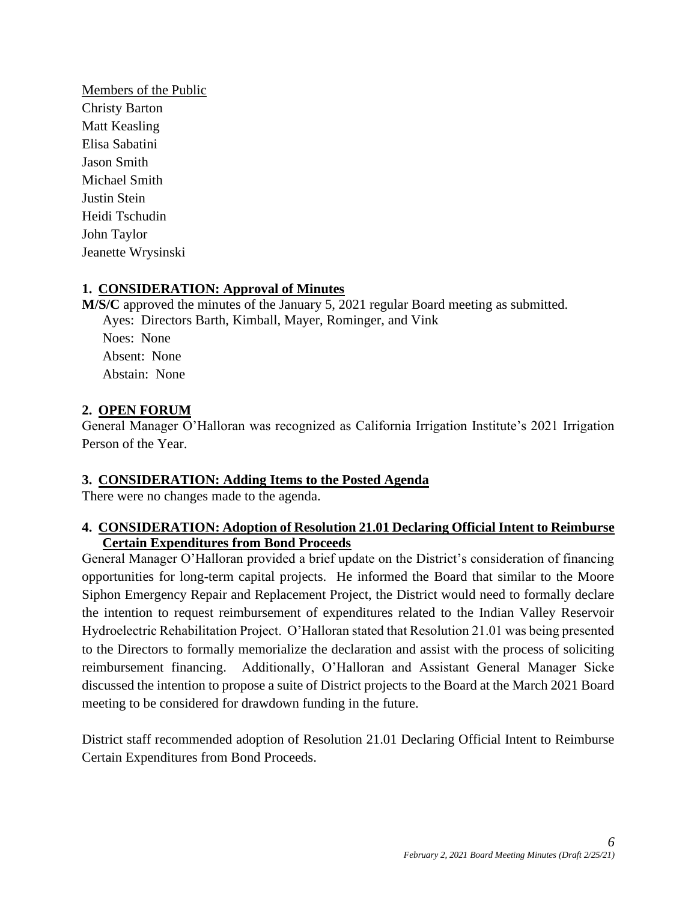<u>Members of the Public</u>
Christy Barton
Matt Keasling
Elisa Sabatini
Jason Smith
Michael Smith
Justin Stein
Heidi Tschudin
John Taylor
Jeanette Wrysinski

**1. <u>CONSIDERATION: Approval of Minutes</u>**

**M/S/C** approved the minutes of the January 5, 2021 regular Board meeting as submitted.
Ayes: Directors Barth, Kimball, Mayer, Rominger, and Vink
Noes: None
Absent: None
Abstain: None

**2. <u>OPEN FORUM</u>**

General Manager O'Halloran was recognized as California Irrigation Institute's 2021 Irrigation Person of the Year.

**3. <u>CONSIDERATION: Adding Items to the Posted Agenda</u>**

There were no changes made to the agenda.

**4. <u>CONSIDERATION: Adoption of Resolution 21.01 Declaring Official Intent to Reimburse Certain Expenditures from Bond Proceeds</u>**

General Manager O'Halloran provided a brief update on the District's consideration of financing opportunities for long-term capital projects. He informed the Board that similar to the Moore Siphon Emergency Repair and Replacement Project, the District would need to formally declare the intention to request reimbursement of expenditures related to the Indian Valley Reservoir Hydroelectric Rehabilitation Project. O'Halloran stated that Resolution 21.01 was being presented to the Directors to formally memorialize the declaration and assist with the process of soliciting reimbursement financing. Additionally, O'Halloran and Assistant General Manager Sicke discussed the intention to propose a suite of District projects to the Board at the March 2021 Board meeting to be considered for drawdown funding in the future.

District staff recommended adoption of Resolution 21.01 Declaring Official Intent to Reimburse Certain Expenditures from Bond Proceeds.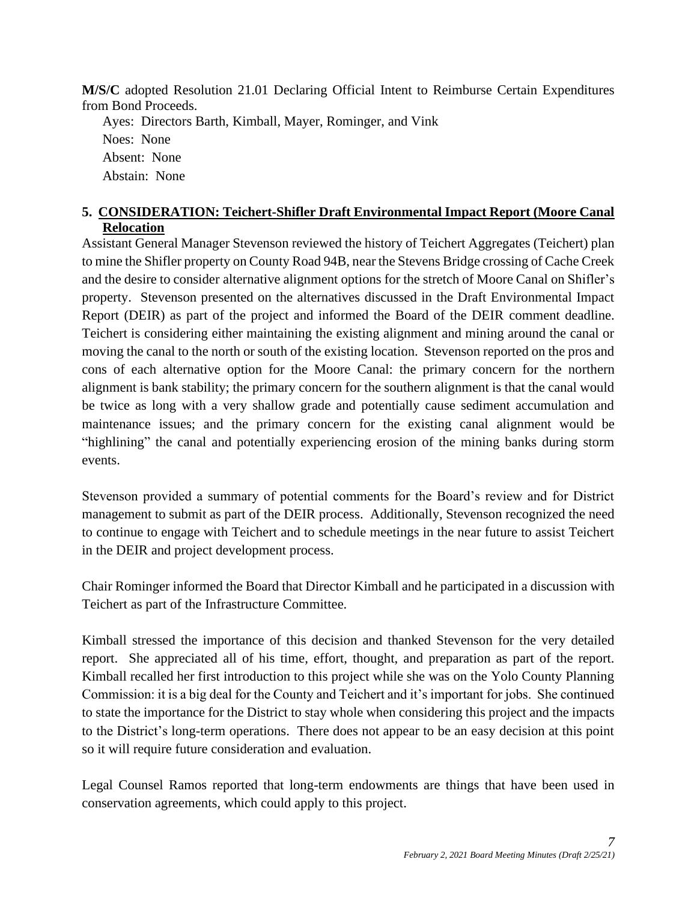**M/S/C** adopted Resolution 21.01 Declaring Official Intent to Reimburse Certain Expenditures from Bond Proceeds.

Ayes: Directors Barth, Kimball, Mayer, Rominger, and Vink
Noes: None
Absent: None
Abstain: None

## 5. CONSIDERATION: Teichert-Shifler Draft Environmental Impact Report (Moore Canal Relocation

Assistant General Manager Stevenson reviewed the history of Teichert Aggregates (Teichert) plan to mine the Shifler property on County Road 94B, near the Stevens Bridge crossing of Cache Creek and the desire to consider alternative alignment options for the stretch of Moore Canal on Shifler's property. Stevenson presented on the alternatives discussed in the Draft Environmental Impact Report (DEIR) as part of the project and informed the Board of the DEIR comment deadline. Teichert is considering either maintaining the existing alignment and mining around the canal or moving the canal to the north or south of the existing location. Stevenson reported on the pros and cons of each alternative option for the Moore Canal: the primary concern for the northern alignment is bank stability; the primary concern for the southern alignment is that the canal would be twice as long with a very shallow grade and potentially cause sediment accumulation and maintenance issues; and the primary concern for the existing canal alignment would be "highlining" the canal and potentially experiencing erosion of the mining banks during storm events.

Stevenson provided a summary of potential comments for the Board's review and for District management to submit as part of the DEIR process. Additionally, Stevenson recognized the need to continue to engage with Teichert and to schedule meetings in the near future to assist Teichert in the DEIR and project development process.

Chair Rominger informed the Board that Director Kimball and he participated in a discussion with Teichert as part of the Infrastructure Committee.

Kimball stressed the importance of this decision and thanked Stevenson for the very detailed report. She appreciated all of his time, effort, thought, and preparation as part of the report. Kimball recalled her first introduction to this project while she was on the Yolo County Planning Commission: it is a big deal for the County and Teichert and it's important for jobs. She continued to state the importance for the District to stay whole when considering this project and the impacts to the District's long-term operations. There does not appear to be an easy decision at this point so it will require future consideration and evaluation.

Legal Counsel Ramos reported that long-term endowments are things that have been used in conservation agreements, which could apply to this project.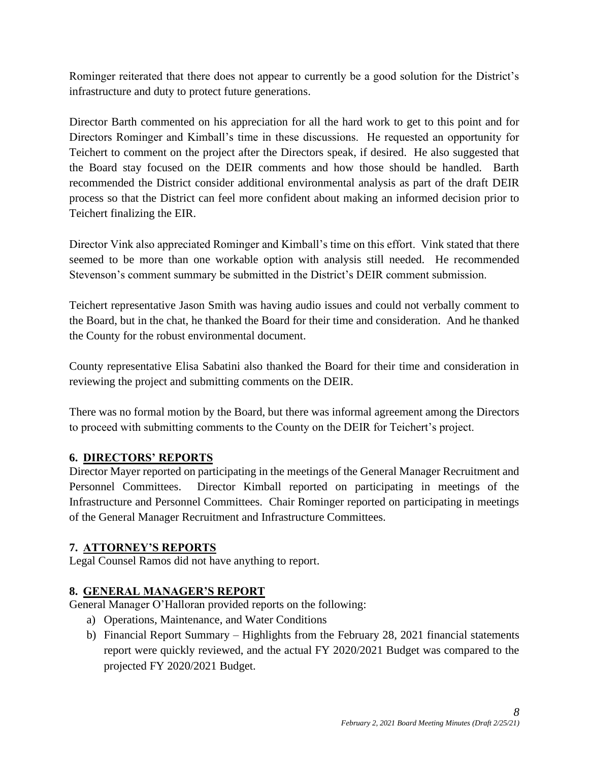Rominger reiterated that there does not appear to currently be a good solution for the District's infrastructure and duty to protect future generations.

Director Barth commented on his appreciation for all the hard work to get to this point and for Directors Rominger and Kimball's time in these discussions. He requested an opportunity for Teichert to comment on the project after the Directors speak, if desired. He also suggested that the Board stay focused on the DEIR comments and how those should be handled. Barth recommended the District consider additional environmental analysis as part of the draft DEIR process so that the District can feel more confident about making an informed decision prior to Teichert finalizing the EIR.

Director Vink also appreciated Rominger and Kimball's time on this effort. Vink stated that there seemed to be more than one workable option with analysis still needed. He recommended Stevenson's comment summary be submitted in the District's DEIR comment submission.

Teichert representative Jason Smith was having audio issues and could not verbally comment to the Board, but in the chat, he thanked the Board for their time and consideration. And he thanked the County for the robust environmental document.

County representative Elisa Sabatini also thanked the Board for their time and consideration in reviewing the project and submitting comments on the DEIR.

There was no formal motion by the Board, but there was informal agreement among the Directors to proceed with submitting comments to the County on the DEIR for Teichert's project.

## 6. DIRECTORS' REPORTS

Director Mayer reported on participating in the meetings of the General Manager Recruitment and Personnel Committees. Director Kimball reported on participating in meetings of the Infrastructure and Personnel Committees. Chair Rominger reported on participating in meetings of the General Manager Recruitment and Infrastructure Committees.

## 7. ATTORNEY'S REPORTS

Legal Counsel Ramos did not have anything to report.

## 8. GENERAL MANAGER'S REPORT

General Manager O'Halloran provided reports on the following:

a) Operations, Maintenance, and Water Conditions
b) Financial Report Summary – Highlights from the February 28, 2021 financial statements report were quickly reviewed, and the actual FY 2020/2021 Budget was compared to the projected FY 2020/2021 Budget.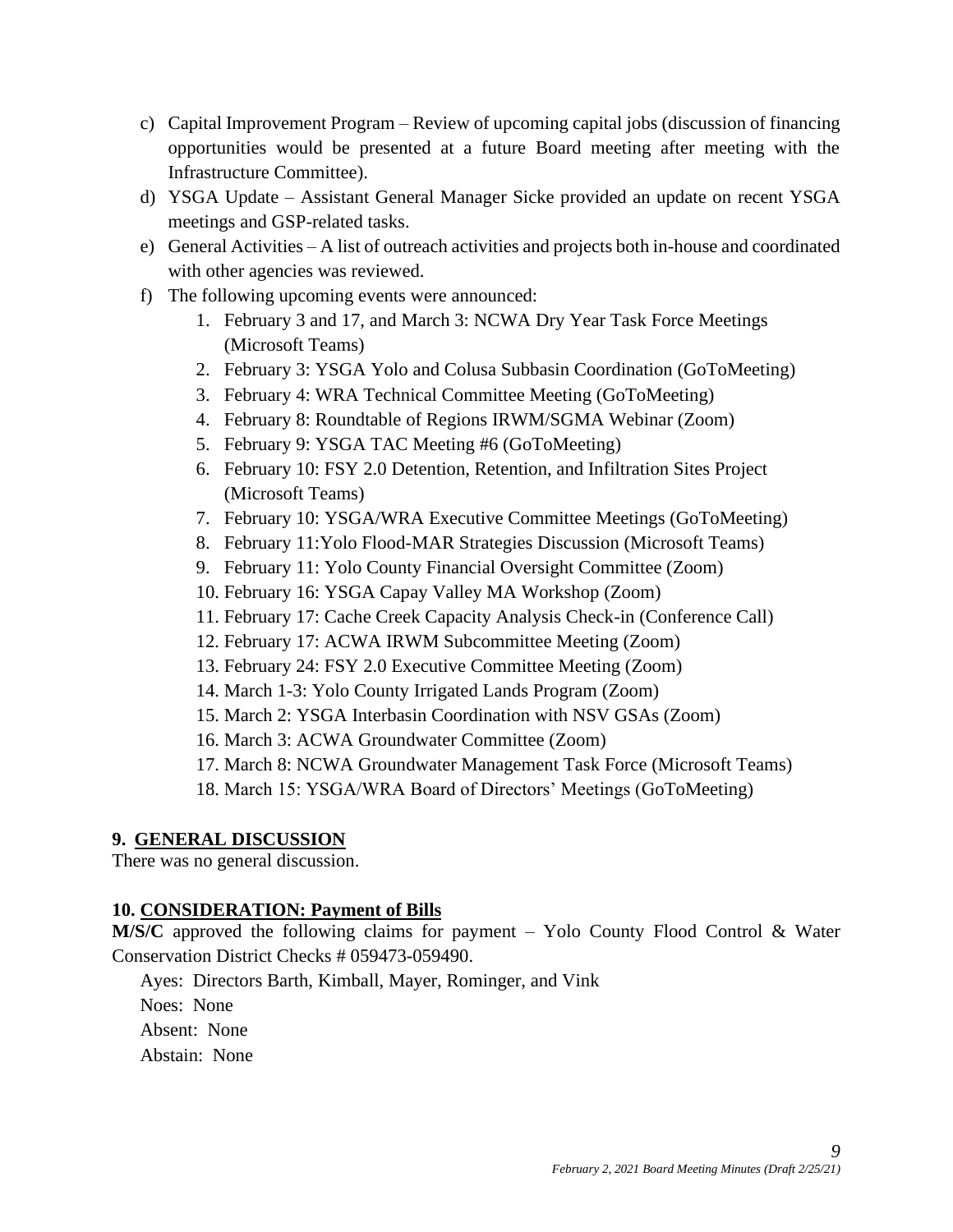c) Capital Improvement Program – Review of upcoming capital jobs (discussion of financing opportunities would be presented at a future Board meeting after meeting with the Infrastructure Committee).

d) YSGA Update – Assistant General Manager Sicke provided an update on recent YSGA meetings and GSP-related tasks.

e) General Activities – A list of outreach activities and projects both in-house and coordinated with other agencies was reviewed.

f) The following upcoming events were announced:

1. February 3 and 17, and March 3: NCWA Dry Year Task Force Meetings (Microsoft Teams)
2. February 3: YSGA Yolo and Colusa Subbasin Coordination (GoToMeeting)
3. February 4: WRA Technical Committee Meeting (GoToMeeting)
4. February 8: Roundtable of Regions IRWM/SGMA Webinar (Zoom)
5. February 9: YSGA TAC Meeting #6 (GoToMeeting)
6. February 10: FSY 2.0 Detention, Retention, and Infiltration Sites Project (Microsoft Teams)
7. February 10: YSGA/WRA Executive Committee Meetings (GoToMeeting)
8. February 11:Yolo Flood-MAR Strategies Discussion (Microsoft Teams)
9. February 11: Yolo County Financial Oversight Committee (Zoom)
10. February 16: YSGA Capay Valley MA Workshop (Zoom)
11. February 17: Cache Creek Capacity Analysis Check-in (Conference Call)
12. February 17: ACWA IRWM Subcommittee Meeting (Zoom)
13. February 24: FSY 2.0 Executive Committee Meeting (Zoom)
14. March 1-3: Yolo County Irrigated Lands Program (Zoom)
15. March 2: YSGA Interbasin Coordination with NSV GSAs (Zoom)
16. March 3: ACWA Groundwater Committee (Zoom)
17. March 8: NCWA Groundwater Management Task Force (Microsoft Teams)
18. March 15: YSGA/WRA Board of Directors' Meetings (GoToMeeting)

## 9. GENERAL DISCUSSION

There was no general discussion.

## 10. CONSIDERATION: Payment of Bills

**M/S/C** approved the following claims for payment – Yolo County Flood Control & Water Conservation District Checks # 059473-059490.

Ayes: Directors Barth, Kimball, Mayer, Rominger, and Vink
Noes: None
Absent: None
Abstain: None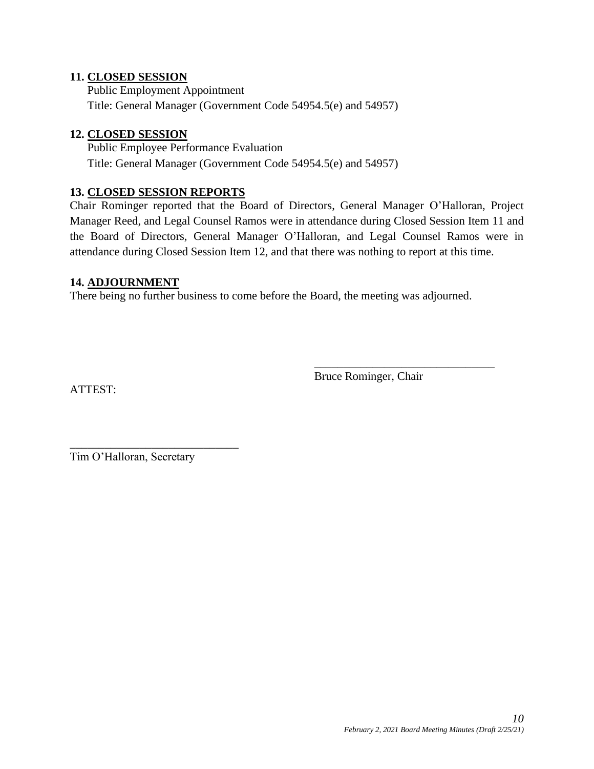**11. CLOSED SESSION**

Public Employment Appointment

Title: General Manager (Government Code 54954.5(e) and 54957)

**12. CLOSED SESSION**

Public Employee Performance Evaluation

Title: General Manager (Government Code 54954.5(e) and 54957)

**13. CLOSED SESSION REPORTS**

Chair Rominger reported that the Board of Directors, General Manager O'Halloran, Project Manager Reed, and Legal Counsel Ramos were in attendance during Closed Session Item 11 and the Board of Directors, General Manager O'Halloran, and Legal Counsel Ramos were in attendance during Closed Session Item 12, and that there was nothing to report at this time.

**14. ADJOURNMENT**

There being no further business to come before the Board, the meeting was adjourned.

\_\_\_\_\_\_\_\_\_\_\_\_\_\_\_\_\_\_\_\_\_\_\_\_\_\_\_\_\_\_\_

Bruce Rominger, Chair

ATTEST:

\_\_\_\_\_\_\_\_\_\_\_\_\_\_\_\_\_\_\_\_\_\_\_\_\_\_\_\_\_\_\_

Tim O'Halloran, Secretary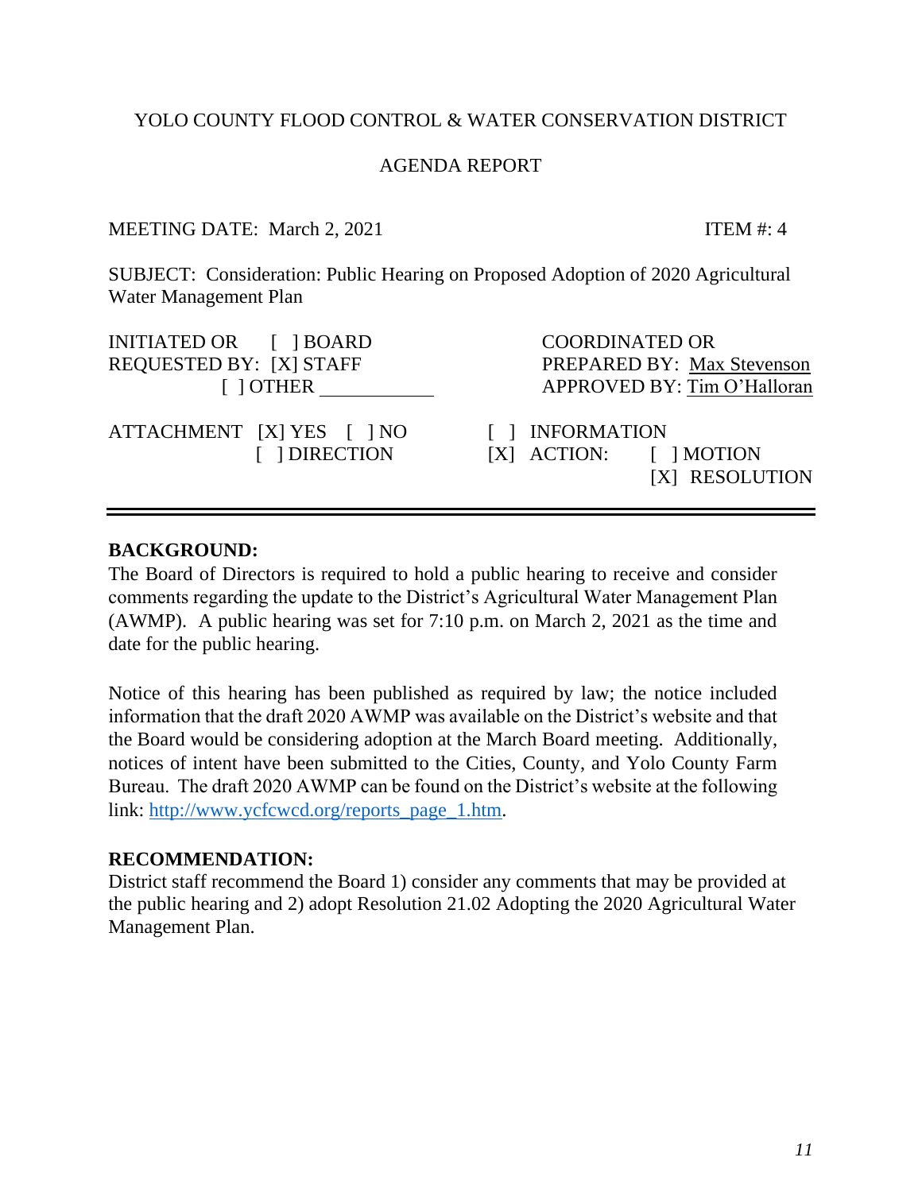YOLO COUNTY FLOOD CONTROL & WATER CONSERVATION DISTRICT

AGENDA REPORT

MEETING DATE: March 2, 2021 ITEM #: 4

SUBJECT: Consideration: Public Hearing on Proposed Adoption of 2020 Agricultural Water Management Plan

| INITIATED OR REQUESTED BY: | [ ] BOARD | COORDINATED OR PREPARED BY: | Max Stevenson |
|---|---|---|---|
| | [X] STAFF | APPROVED BY: | Tim O'Halloran |
| | [ ] OTHER ___________ | | |

| ATTACHMENT | [X] YES [ ] NO | [ ] INFORMATION | |
|---|---|---|---|
| | [ ] DIRECTION | [X] ACTION: | [ ] MOTION |
| | | | [X] RESOLUTION |

---

**BACKGROUND:**

The Board of Directors is required to hold a public hearing to receive and consider comments regarding the update to the District's Agricultural Water Management Plan (AWMP). A public hearing was set for 7:10 p.m. on March 2, 2021 as the time and date for the public hearing.

Notice of this hearing has been published as required by law; the notice included information that the draft 2020 AWMP was available on the District's website and that the Board would be considering adoption at the March Board meeting. Additionally, notices of intent have been submitted to the Cities, County, and Yolo County Farm Bureau. The draft 2020 AWMP can be found on the District's website at the following link: http://www.ycfcwcd.org/reports_page_1.htm.

**RECOMMENDATION:**

District staff recommend the Board 1) consider any comments that may be provided at the public hearing and 2) adopt Resolution 21.02 Adopting the 2020 Agricultural Water Management Plan.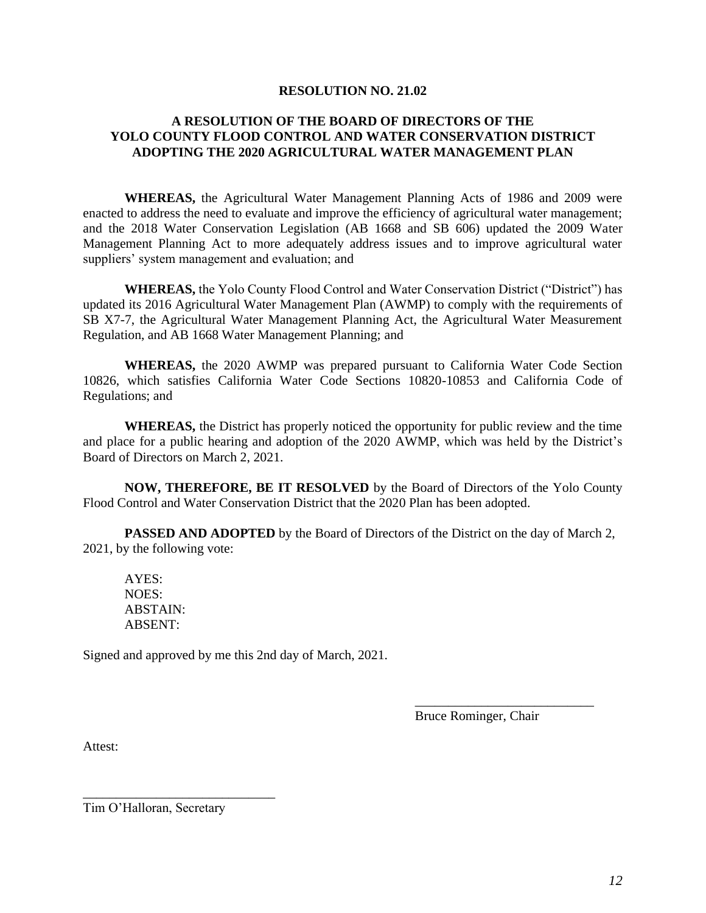**RESOLUTION NO. 21.02**

**A RESOLUTION OF THE BOARD OF DIRECTORS OF THE YOLO COUNTY FLOOD CONTROL AND WATER CONSERVATION DISTRICT ADOPTING THE 2020 AGRICULTURAL WATER MANAGEMENT PLAN**

**WHEREAS,** the Agricultural Water Management Planning Acts of 1986 and 2009 were enacted to address the need to evaluate and improve the efficiency of agricultural water management; and the 2018 Water Conservation Legislation (AB 1668 and SB 606) updated the 2009 Water Management Planning Act to more adequately address issues and to improve agricultural water suppliers' system management and evaluation; and

**WHEREAS,** the Yolo County Flood Control and Water Conservation District ("District") has updated its 2016 Agricultural Water Management Plan (AWMP) to comply with the requirements of SB X7-7, the Agricultural Water Management Planning Act, the Agricultural Water Measurement Regulation, and AB 1668 Water Management Planning; and

**WHEREAS,** the 2020 AWMP was prepared pursuant to California Water Code Section 10826, which satisfies California Water Code Sections 10820-10853 and California Code of Regulations; and

**WHEREAS,** the District has properly noticed the opportunity for public review and the time and place for a public hearing and adoption of the 2020 AWMP, which was held by the District's Board of Directors on March 2, 2021.

**NOW, THEREFORE, BE IT RESOLVED** by the Board of Directors of the Yolo County Flood Control and Water Conservation District that the 2020 Plan has been adopted.

**PASSED AND ADOPTED** by the Board of Directors of the District on the day of March 2, 2021, by the following vote:

AYES:
NOES:
ABSTAIN:
ABSENT:

Signed and approved by me this 2nd day of March, 2021.

\_\_\_\_\_\_\_\_\_\_\_\_\_\_\_\_\_\_\_\_\_\_\_\_\_\_\_
Bruce Rominger, Chair

Attest:

\_\_\_\_\_\_\_\_\_\_\_\_\_\_\_\_\_\_\_\_\_\_\_\_\_\_\_
Tim O'Halloran, Secretary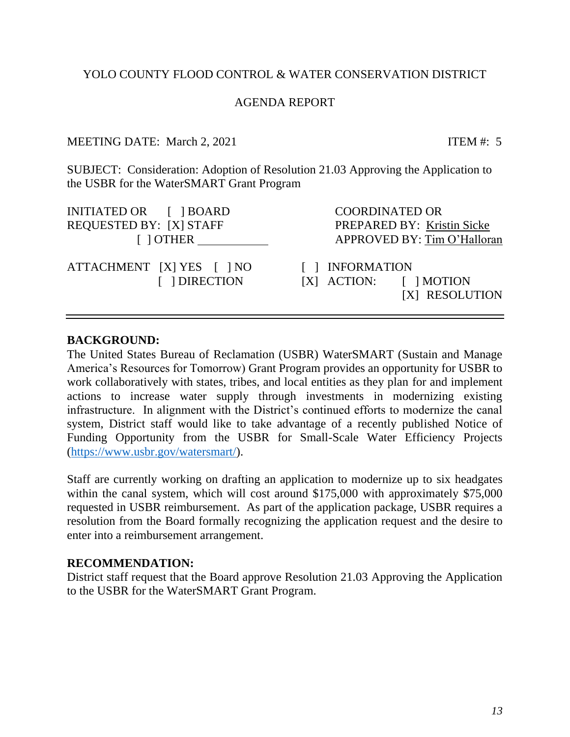YOLO COUNTY FLOOD CONTROL & WATER CONSERVATION DISTRICT

AGENDA REPORT

MEETING DATE: March 2, 2021 ITEM #: 5

SUBJECT: Consideration: Adoption of Resolution 21.03 Approving the Application to the USBR for the WaterSMART Grant Program

INITIATED OR REQUESTED BY: [ ] BOARD [X] STAFF [ ] OTHER ____________

COORDINATED OR PREPARED BY: Kristin Sicke
APPROVED BY: Tim O'Halloran

ATTACHMENT [X] YES [ ] NO

[ ] DIRECTION

[ ] INFORMATION

[X] ACTION: [ ] MOTION [X] RESOLUTION

---

**BACKGROUND:**

The United States Bureau of Reclamation (USBR) WaterSMART (Sustain and Manage America's Resources for Tomorrow) Grant Program provides an opportunity for USBR to work collaboratively with states, tribes, and local entities as they plan for and implement actions to increase water supply through investments in modernizing existing infrastructure. In alignment with the District's continued efforts to modernize the canal system, District staff would like to take advantage of a recently published Notice of Funding Opportunity from the USBR for Small-Scale Water Efficiency Projects (https://www.usbr.gov/watersmart/).

Staff are currently working on drafting an application to modernize up to six headgates within the canal system, which will cost around $175,000 with approximately $75,000 requested in USBR reimbursement. As part of the application package, USBR requires a resolution from the Board formally recognizing the application request and the desire to enter into a reimbursement arrangement.

**RECOMMENDATION:**

District staff request that the Board approve Resolution 21.03 Approving the Application to the USBR for the WaterSMART Grant Program.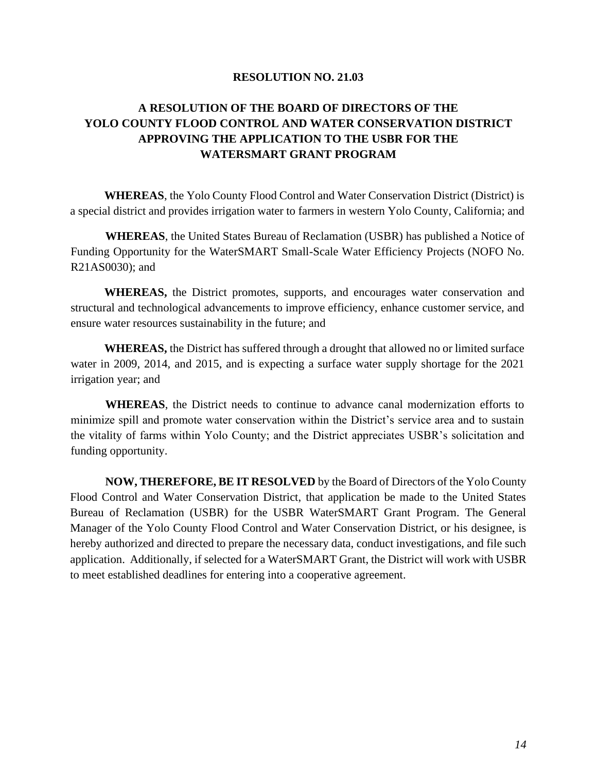**RESOLUTION NO. 21.03**

**A RESOLUTION OF THE BOARD OF DIRECTORS OF THE YOLO COUNTY FLOOD CONTROL AND WATER CONSERVATION DISTRICT APPROVING THE APPLICATION TO THE USBR FOR THE WATERSMART GRANT PROGRAM**

**WHEREAS**, the Yolo County Flood Control and Water Conservation District (District) is a special district and provides irrigation water to farmers in western Yolo County, California; and

**WHEREAS**, the United States Bureau of Reclamation (USBR) has published a Notice of Funding Opportunity for the WaterSMART Small-Scale Water Efficiency Projects (NOFO No. R21AS0030); and

**WHEREAS,** the District promotes, supports, and encourages water conservation and structural and technological advancements to improve efficiency, enhance customer service, and ensure water resources sustainability in the future; and

**WHEREAS,** the District has suffered through a drought that allowed no or limited surface water in 2009, 2014, and 2015, and is expecting a surface water supply shortage for the 2021 irrigation year; and

**WHEREAS**, the District needs to continue to advance canal modernization efforts to minimize spill and promote water conservation within the District's service area and to sustain the vitality of farms within Yolo County; and the District appreciates USBR's solicitation and funding opportunity.

**NOW, THEREFORE, BE IT RESOLVED** by the Board of Directors of the Yolo County Flood Control and Water Conservation District, that application be made to the United States Bureau of Reclamation (USBR) for the USBR WaterSMART Grant Program. The General Manager of the Yolo County Flood Control and Water Conservation District, or his designee, is hereby authorized and directed to prepare the necessary data, conduct investigations, and file such application. Additionally, if selected for a WaterSMART Grant, the District will work with USBR to meet established deadlines for entering into a cooperative agreement.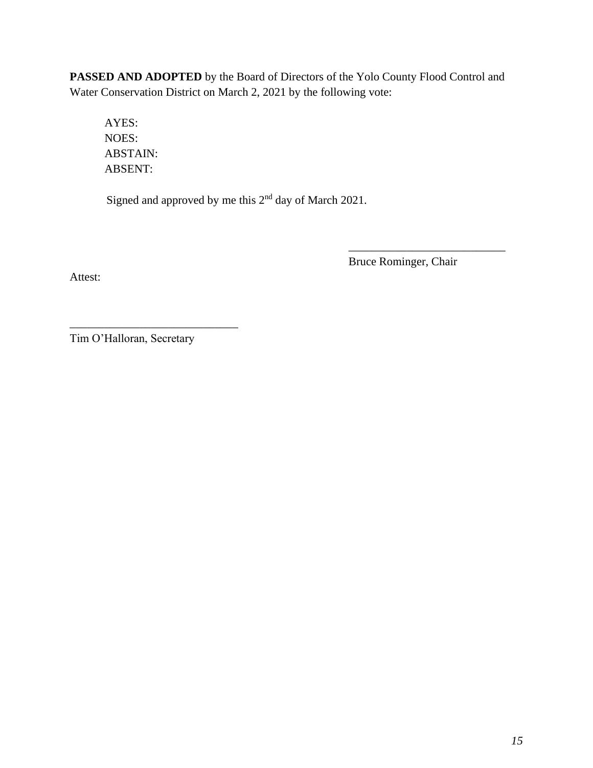**PASSED AND ADOPTED** by the Board of Directors of the Yolo County Flood Control and Water Conservation District on March 2, 2021 by the following vote:

AYES:  
NOES:  
ABSTAIN:  
ABSENT:

Signed and approved by me this 2nd day of March 2021.

\_\_\_\_\_\_\_\_\_\_\_\_\_\_\_\_\_\_\_\_\_\_\_\_\_\_\_\_  
Bruce Rominger, Chair

Attest:

\_\_\_\_\_\_\_\_\_\_\_\_\_\_\_\_\_\_\_\_\_\_\_\_\_\_\_\_\_\_  
Tim O'Halloran, Secretary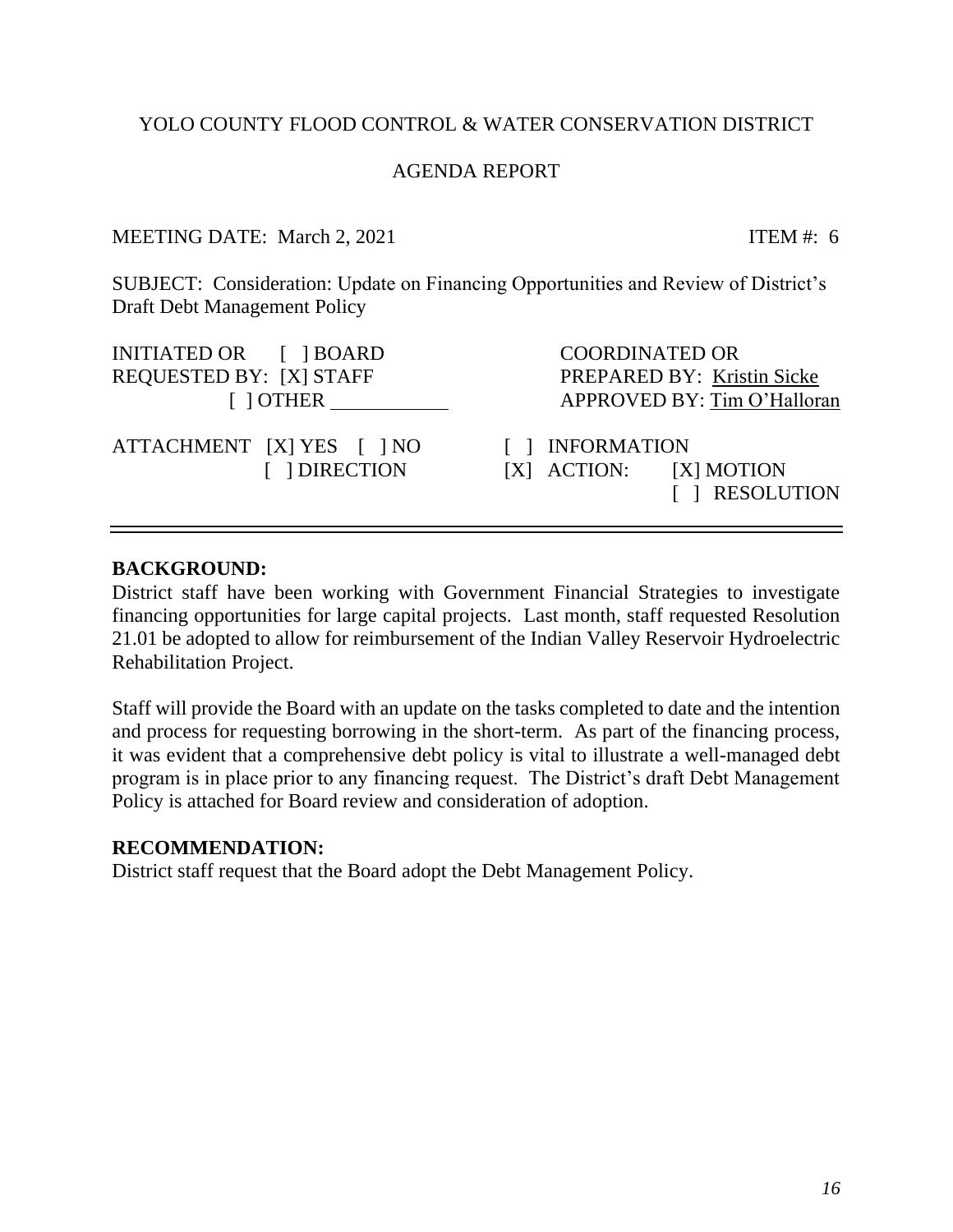YOLO COUNTY FLOOD CONTROL & WATER CONSERVATION DISTRICT

AGENDA REPORT

MEETING DATE: March 2, 2021 ITEM #: 6

SUBJECT: Consideration: Update on Financing Opportunities and Review of District's Draft Debt Management Policy

| | |
|---|---|
| INITIATED OR [ ] BOARD<br>REQUESTED BY: [X] STAFF<br>[ ] OTHER ___________ | COORDINATED OR<br>PREPARED BY: Kristin Sicke<br>APPROVED BY: Tim O'Halloran |
| ATTACHMENT [X] YES [ ] NO<br>[ ] DIRECTION | [ ] INFORMATION<br>[X] ACTION: [X] MOTION<br>[ ] RESOLUTION |

---

**BACKGROUND:**

District staff have been working with Government Financial Strategies to investigate financing opportunities for large capital projects. Last month, staff requested Resolution 21.01 be adopted to allow for reimbursement of the Indian Valley Reservoir Hydroelectric Rehabilitation Project.

Staff will provide the Board with an update on the tasks completed to date and the intention and process for requesting borrowing in the short-term. As part of the financing process, it was evident that a comprehensive debt policy is vital to illustrate a well-managed debt program is in place prior to any financing request. The District's draft Debt Management Policy is attached for Board review and consideration of adoption.

**RECOMMENDATION:**

District staff request that the Board adopt the Debt Management Policy.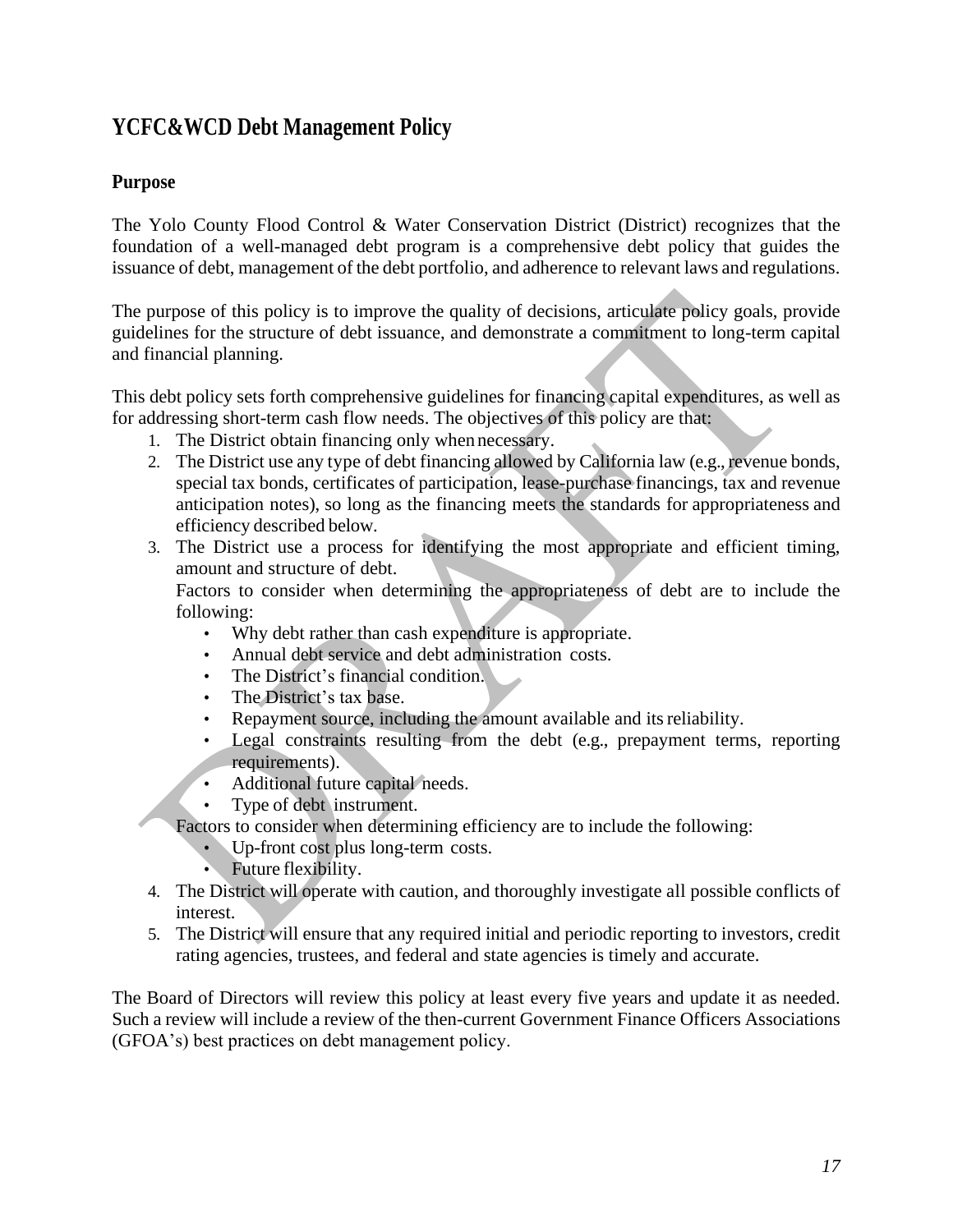## YCFC&WCD Debt Management Policy

### Purpose

The Yolo County Flood Control & Water Conservation District (District) recognizes that the foundation of a well-managed debt program is a comprehensive debt policy that guides the issuance of debt, management of the debt portfolio, and adherence to relevant laws and regulations.

The purpose of this policy is to improve the quality of decisions, articulate policy goals, provide guidelines for the structure of debt issuance, and demonstrate a commitment to long-term capital and financial planning.

This debt policy sets forth comprehensive guidelines for financing capital expenditures, as well as for addressing short-term cash flow needs. The objectives of this policy are that:

1. The District obtain financing only when necessary.
2. The District use any type of debt financing allowed by California law (e.g., revenue bonds, special tax bonds, certificates of participation, lease-purchase financings, tax and revenue anticipation notes), so long as the financing meets the standards for appropriateness and efficiency described below.
3. The District use a process for identifying the most appropriate and efficient timing, amount and structure of debt.

   Factors to consider when determining the appropriateness of debt are to include the following:
   - Why debt rather than cash expenditure is appropriate.
   - Annual debt service and debt administration costs.
   - The District's financial condition.
   - The District's tax base.
   - Repayment source, including the amount available and its reliability.
   - Legal constraints resulting from the debt (e.g., prepayment terms, reporting requirements).
   - Additional future capital needs.
   - Type of debt instrument.

   Factors to consider when determining efficiency are to include the following:
   - Up-front cost plus long-term costs.
   - Future flexibility.
4. The District will operate with caution, and thoroughly investigate all possible conflicts of interest.
5. The District will ensure that any required initial and periodic reporting to investors, credit rating agencies, trustees, and federal and state agencies is timely and accurate.

The Board of Directors will review this policy at least every five years and update it as needed. Such a review will include a review of the then-current Government Finance Officers Associations (GFOA's) best practices on debt management policy.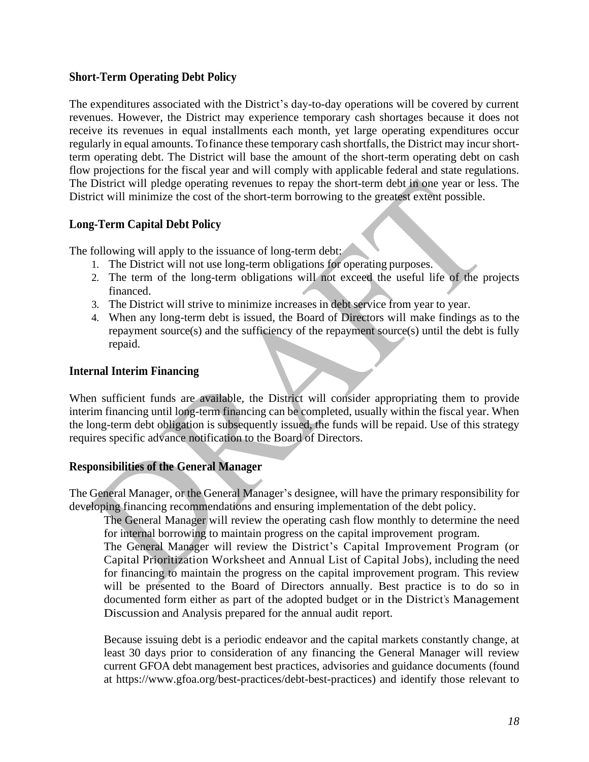### Short-Term Operating Debt Policy

The expenditures associated with the District's day-to-day operations will be covered by current revenues. However, the District may experience temporary cash shortages because it does not receive its revenues in equal installments each month, yet large operating expenditures occur regularly in equal amounts. To finance these temporary cash shortfalls, the District may incur short-term operating debt. The District will base the amount of the short-term operating debt on cash flow projections for the fiscal year and will comply with applicable federal and state regulations. The District will pledge operating revenues to repay the short-term debt in one year or less. The District will minimize the cost of the short-term borrowing to the greatest extent possible.

### Long-Term Capital Debt Policy

The following will apply to the issuance of long-term debt:

1. The District will not use long-term obligations for operating purposes.
2. The term of the long-term obligations will not exceed the useful life of the projects financed.
3. The District will strive to minimize increases in debt service from year to year.
4. When any long-term debt is issued, the Board of Directors will make findings as to the repayment source(s) and the sufficiency of the repayment source(s) until the debt is fully repaid.

### Internal Interim Financing

When sufficient funds are available, the District will consider appropriating them to provide interim financing until long-term financing can be completed, usually within the fiscal year. When the long-term debt obligation is subsequently issued, the funds will be repaid. Use of this strategy requires specific advance notification to the Board of Directors.

### Responsibilities of the General Manager

The General Manager, or the General Manager's designee, will have the primary responsibility for developing financing recommendations and ensuring implementation of the debt policy.

The General Manager will review the operating cash flow monthly to determine the need for internal borrowing to maintain progress on the capital improvement program.

The General Manager will review the District's Capital Improvement Program (or Capital Prioritization Worksheet and Annual List of Capital Jobs), including the need for financing to maintain the progress on the capital improvement program. This review will be presented to the Board of Directors annually. Best practice is to do so in documented form either as part of the adopted budget or in the District's Management Discussion and Analysis prepared for the annual audit report.

Because issuing debt is a periodic endeavor and the capital markets constantly change, at least 30 days prior to consideration of any financing the General Manager will review current GFOA debt management best practices, advisories and guidance documents (found at https://www.gfoa.org/best-practices/debt-best-practices) and identify those relevant to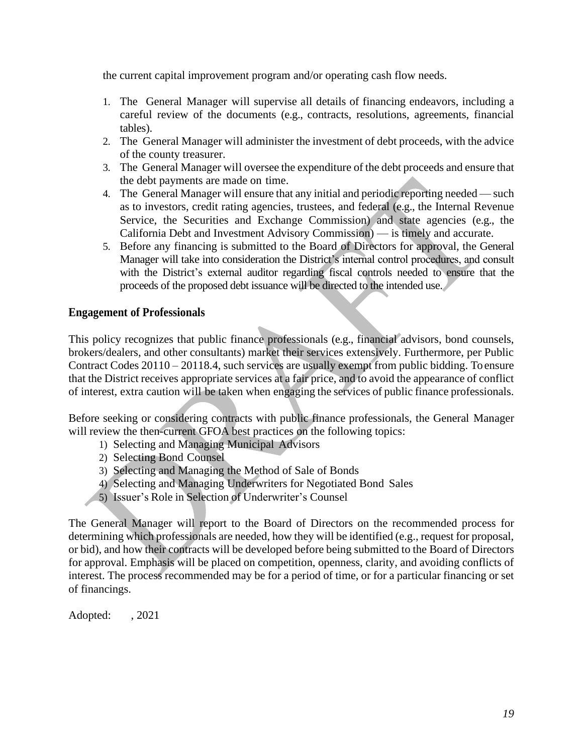the current capital improvement program and/or operating cash flow needs.

1. The General Manager will supervise all details of financing endeavors, including a careful review of the documents (e.g., contracts, resolutions, agreements, financial tables).
2. The General Manager will administer the investment of debt proceeds, with the advice of the county treasurer.
3. The General Manager will oversee the expenditure of the debt proceeds and ensure that the debt payments are made on time.
4. The General Manager will ensure that any initial and periodic reporting needed — such as to investors, credit rating agencies, trustees, and federal (e.g., the Internal Revenue Service, the Securities and Exchange Commission) and state agencies (e.g., the California Debt and Investment Advisory Commission) — is timely and accurate.
5. Before any financing is submitted to the Board of Directors for approval, the General Manager will take into consideration the District's internal control procedures, and consult with the District's external auditor regarding fiscal controls needed to ensure that the proceeds of the proposed debt issuance will be directed to the intended use.

**Engagement of Professionals**

This policy recognizes that public finance professionals (e.g., financial advisors, bond counsels, brokers/dealers, and other consultants) market their services extensively. Furthermore, per Public Contract Codes 20110 – 20118.4, such services are usually exempt from public bidding. To ensure that the District receives appropriate services at a fair price, and to avoid the appearance of conflict of interest, extra caution will be taken when engaging the services of public finance professionals.

Before seeking or considering contracts with public finance professionals, the General Manager will review the then-current GFOA best practices on the following topics:

1) Selecting and Managing Municipal Advisors
2) Selecting Bond Counsel
3) Selecting and Managing the Method of Sale of Bonds
4) Selecting and Managing Underwriters for Negotiated Bond Sales
5) Issuer's Role in Selection of Underwriter's Counsel

The General Manager will report to the Board of Directors on the recommended process for determining which professionals are needed, how they will be identified (e.g., request for proposal, or bid), and how their contracts will be developed before being submitted to the Board of Directors for approval. Emphasis will be placed on competition, openness, clarity, and avoiding conflicts of interest. The process recommended may be for a period of time, or for a particular financing or set of financings.

Adopted: , 2021